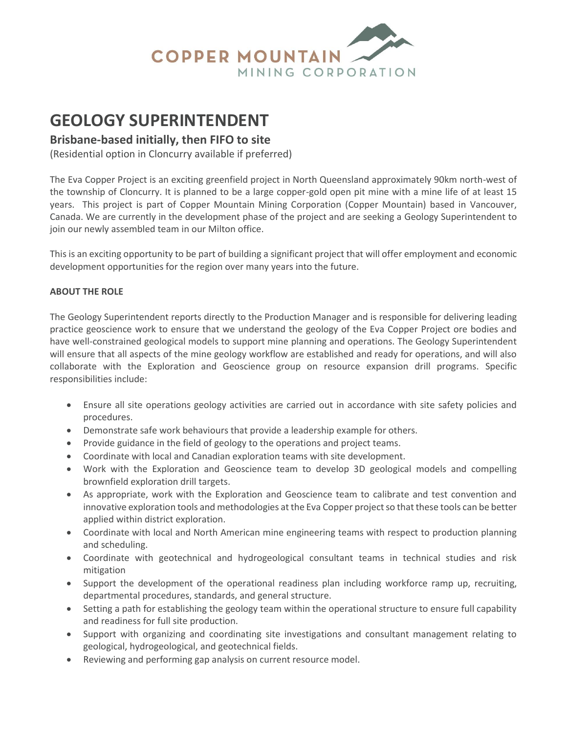COPPER MOUNTAIN
MINING CORPORATION

# GEOLOGY SUPERINTENDENT

## Brisbane-based initially, then FIFO to site

(Residential option in Cloncurry available if preferred)

The Eva Copper Project is an exciting greenfield project in North Queensland approximately 90km north-west of the township of Cloncurry. It is planned to be a large copper-gold open pit mine with a mine life of at least 15 years. This project is part of Copper Mountain Mining Corporation (Copper Mountain) based in Vancouver, Canada. We are currently in the development phase of the project and are seeking a Geology Superintendent to join our newly assembled team in our Milton office.

This is an exciting opportunity to be part of building a significant project that will offer employment and economic development opportunities for the region over many years into the future.

**ABOUT THE ROLE**

The Geology Superintendent reports directly to the Production Manager and is responsible for delivering leading practice geoscience work to ensure that we understand the geology of the Eva Copper Project ore bodies and have well-constrained geological models to support mine planning and operations. The Geology Superintendent will ensure that all aspects of the mine geology workflow are established and ready for operations, and will also collaborate with the Exploration and Geoscience group on resource expansion drill programs. Specific responsibilities include:

- Ensure all site operations geology activities are carried out in accordance with site safety policies and procedures.
- Demonstrate safe work behaviours that provide a leadership example for others.
- Provide guidance in the field of geology to the operations and project teams.
- Coordinate with local and Canadian exploration teams with site development.
- Work with the Exploration and Geoscience team to develop 3D geological models and compelling brownfield exploration drill targets.
- As appropriate, work with the Exploration and Geoscience team to calibrate and test convention and innovative exploration tools and methodologies at the Eva Copper project so that these tools can be better applied within district exploration.
- Coordinate with local and North American mine engineering teams with respect to production planning and scheduling.
- Coordinate with geotechnical and hydrogeological consultant teams in technical studies and risk mitigation
- Support the development of the operational readiness plan including workforce ramp up, recruiting, departmental procedures, standards, and general structure.
- Setting a path for establishing the geology team within the operational structure to ensure full capability and readiness for full site production.
- Support with organizing and coordinating site investigations and consultant management relating to geological, hydrogeological, and geotechnical fields.
- Reviewing and performing gap analysis on current resource model.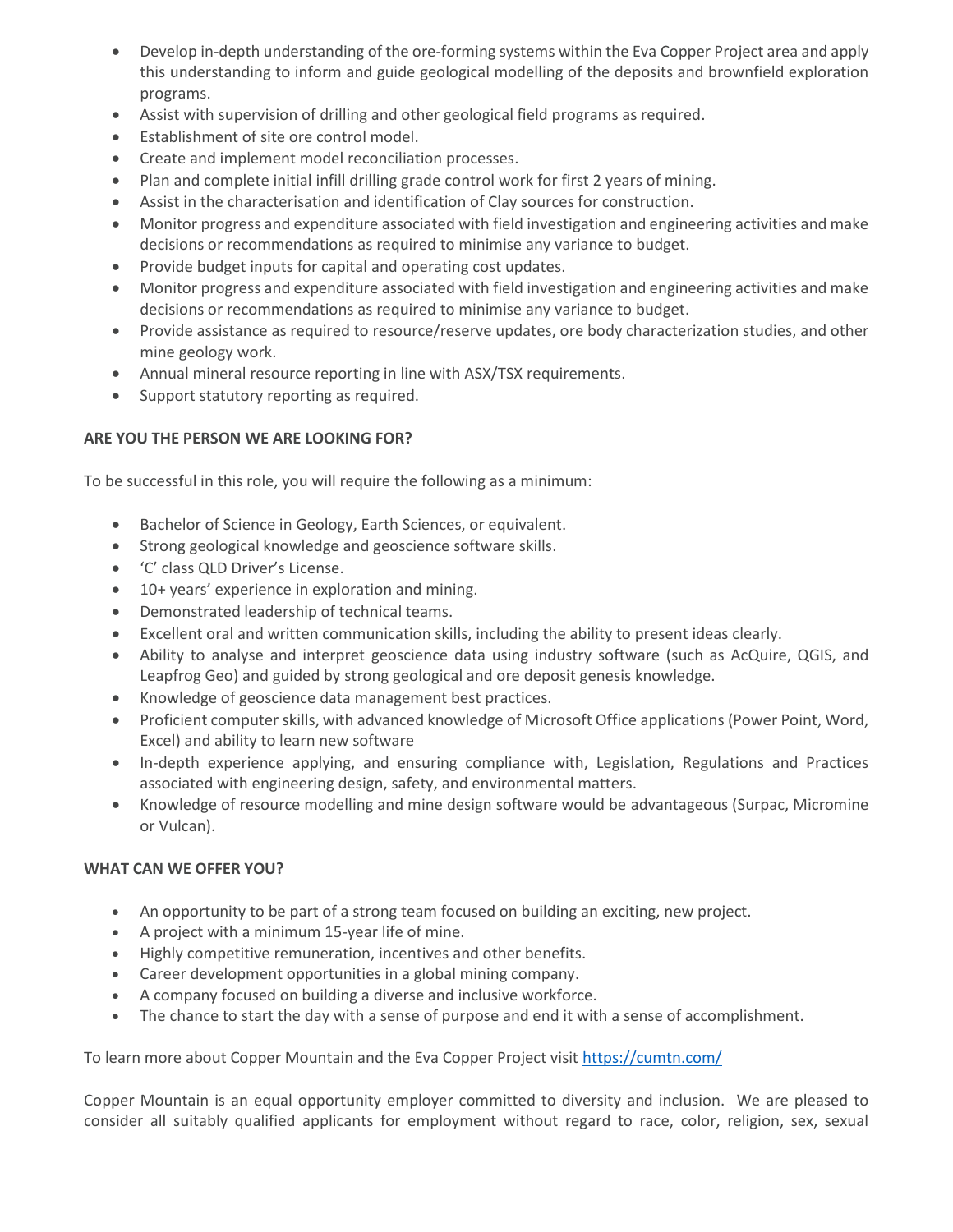- Develop in-depth understanding of the ore-forming systems within the Eva Copper Project area and apply this understanding to inform and guide geological modelling of the deposits and brownfield exploration programs.
- Assist with supervision of drilling and other geological field programs as required.
- Establishment of site ore control model.
- Create and implement model reconciliation processes.
- Plan and complete initial infill drilling grade control work for first 2 years of mining.
- Assist in the characterisation and identification of Clay sources for construction.
- Monitor progress and expenditure associated with field investigation and engineering activities and make decisions or recommendations as required to minimise any variance to budget.
- Provide budget inputs for capital and operating cost updates.
- Monitor progress and expenditure associated with field investigation and engineering activities and make decisions or recommendations as required to minimise any variance to budget.
- Provide assistance as required to resource/reserve updates, ore body characterization studies, and other mine geology work.
- Annual mineral resource reporting in line with ASX/TSX requirements.
- Support statutory reporting as required.

**ARE YOU THE PERSON WE ARE LOOKING FOR?**

To be successful in this role, you will require the following as a minimum:

- Bachelor of Science in Geology, Earth Sciences, or equivalent.
- Strong geological knowledge and geoscience software skills.
- 'C' class QLD Driver's License.
- 10+ years' experience in exploration and mining.
- Demonstrated leadership of technical teams.
- Excellent oral and written communication skills, including the ability to present ideas clearly.
- Ability to analyse and interpret geoscience data using industry software (such as AcQuire, QGIS, and Leapfrog Geo) and guided by strong geological and ore deposit genesis knowledge.
- Knowledge of geoscience data management best practices.
- Proficient computer skills, with advanced knowledge of Microsoft Office applications (Power Point, Word, Excel) and ability to learn new software
- In-depth experience applying, and ensuring compliance with, Legislation, Regulations and Practices associated with engineering design, safety, and environmental matters.
- Knowledge of resource modelling and mine design software would be advantageous (Surpac, Micromine or Vulcan).

**WHAT CAN WE OFFER YOU?**

- An opportunity to be part of a strong team focused on building an exciting, new project.
- A project with a minimum 15-year life of mine.
- Highly competitive remuneration, incentives and other benefits.
- Career development opportunities in a global mining company.
- A company focused on building a diverse and inclusive workforce.
- The chance to start the day with a sense of purpose and end it with a sense of accomplishment.

To learn more about Copper Mountain and the Eva Copper Project visit [https://cumtn.com/](https://cumtn.com/)

Copper Mountain is an equal opportunity employer committed to diversity and inclusion. We are pleased to consider all suitably qualified applicants for employment without regard to race, color, religion, sex, sexual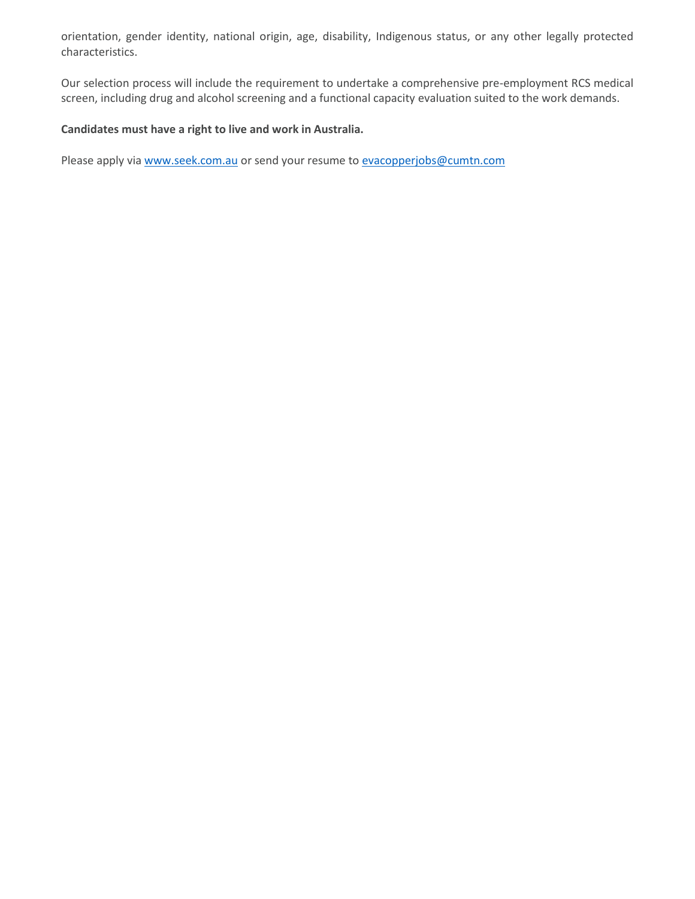orientation, gender identity, national origin, age, disability, Indigenous status, or any other legally protected characteristics.

Our selection process will include the requirement to undertake a comprehensive pre-employment RCS medical screen, including drug and alcohol screening and a functional capacity evaluation suited to the work demands.

**Candidates must have a right to live and work in Australia.**

Please apply via [www.seek.com.au](http://www.seek.com.au) or send your resume to [evacopperjobs@cumtn.com](mailto:evacopperjobs@cumtn.com)